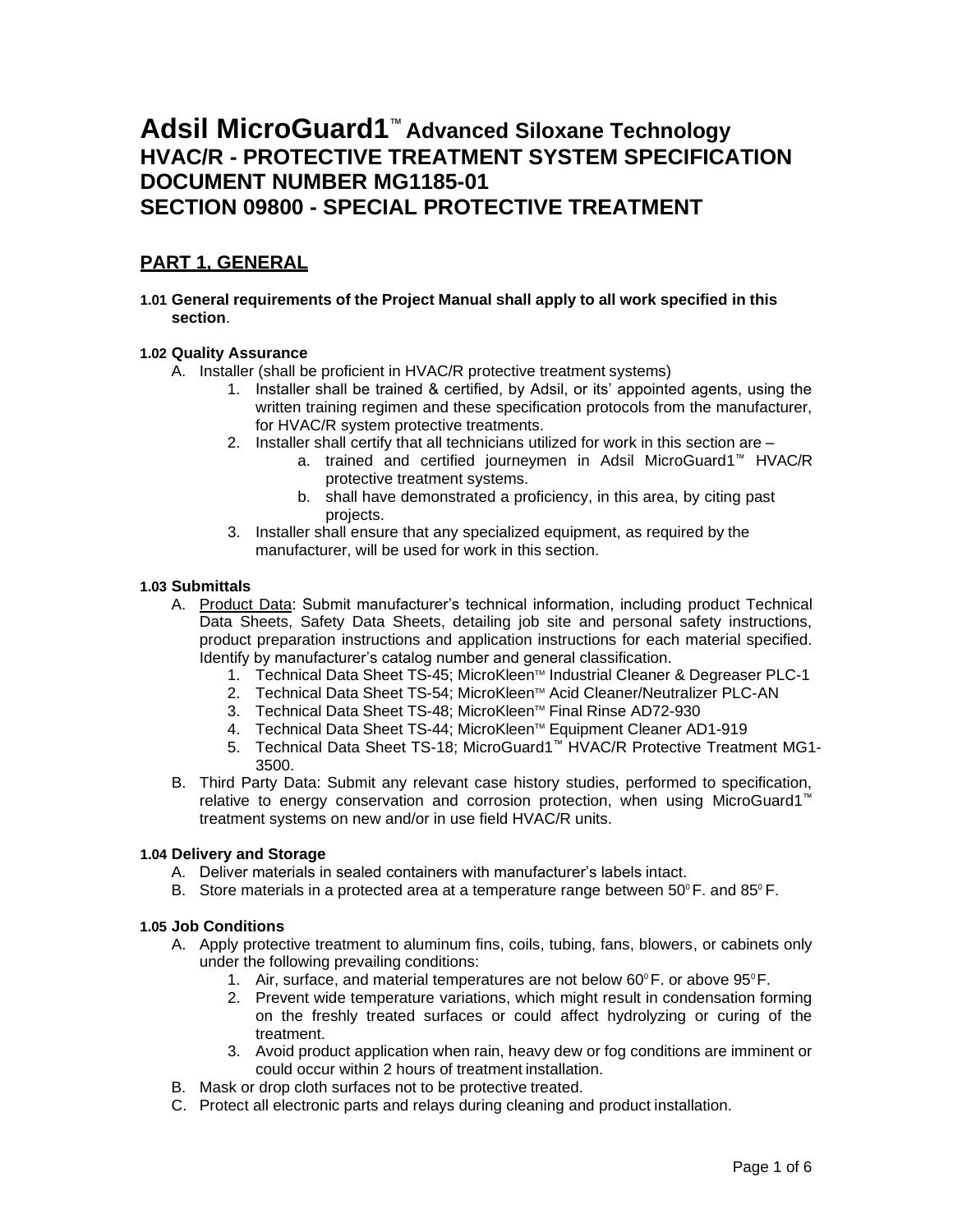# Adsil MicroGuard1™ Advanced Siloxane Technology
# HVAC/R - PROTECTIVE TREATMENT SYSTEM SPECIFICATION
# DOCUMENT NUMBER MG1185-01
# SECTION 09800 - SPECIAL PROTECTIVE TREATMENT

## PART 1, GENERAL

**1.01 General requirements of the Project Manual shall apply to all work specified in this section**.

**1.02 Quality Assurance**

A. Installer (shall be proficient in HVAC/R protective treatment systems)
   1. Installer shall be trained & certified, by Adsil, or its' appointed agents, using the written training regimen and these specification protocols from the manufacturer, for HVAC/R system protective treatments.
   2. Installer shall certify that all technicians utilized for work in this section are –
      a. trained and certified journeymen in Adsil MicroGuard1™ HVAC/R protective treatment systems.
      b. shall have demonstrated a proficiency, in this area, by citing past projects.
   3. Installer shall ensure that any specialized equipment, as required by the manufacturer, will be used for work in this section.

**1.03 Submittals**

A. Product Data: Submit manufacturer's technical information, including product Technical Data Sheets, Safety Data Sheets, detailing job site and personal safety instructions, product preparation instructions and application instructions for each material specified. Identify by manufacturer's catalog number and general classification.
   1. Technical Data Sheet TS-45; MicroKleen™ Industrial Cleaner & Degreaser PLC-1
   2. Technical Data Sheet TS-54; MicroKleen™ Acid Cleaner/Neutralizer PLC-AN
   3. Technical Data Sheet TS-48; MicroKleen™ Final Rinse AD72-930
   4. Technical Data Sheet TS-44; MicroKleen™ Equipment Cleaner AD1-919
   5. Technical Data Sheet TS-18; MicroGuard1™ HVAC/R Protective Treatment MG1-3500.

B. Third Party Data: Submit any relevant case history studies, performed to specification, relative to energy conservation and corrosion protection, when using MicroGuard1™ treatment systems on new and/or in use field HVAC/R units.

**1.04 Delivery and Storage**

A. Deliver materials in sealed containers with manufacturer's labels intact.
B. Store materials in a protected area at a temperature range between 50°F. and 85°F.

**1.05 Job Conditions**

A. Apply protective treatment to aluminum fins, coils, tubing, fans, blowers, or cabinets only under the following prevailing conditions:
   1. Air, surface, and material temperatures are not below 60°F. or above 95°F.
   2. Prevent wide temperature variations, which might result in condensation forming on the freshly treated surfaces or could affect hydrolyzing or curing of the treatment.
   3. Avoid product application when rain, heavy dew or fog conditions are imminent or could occur within 2 hours of treatment installation.
B. Mask or drop cloth surfaces not to be protective treated.
C. Protect all electronic parts and relays during cleaning and product installation.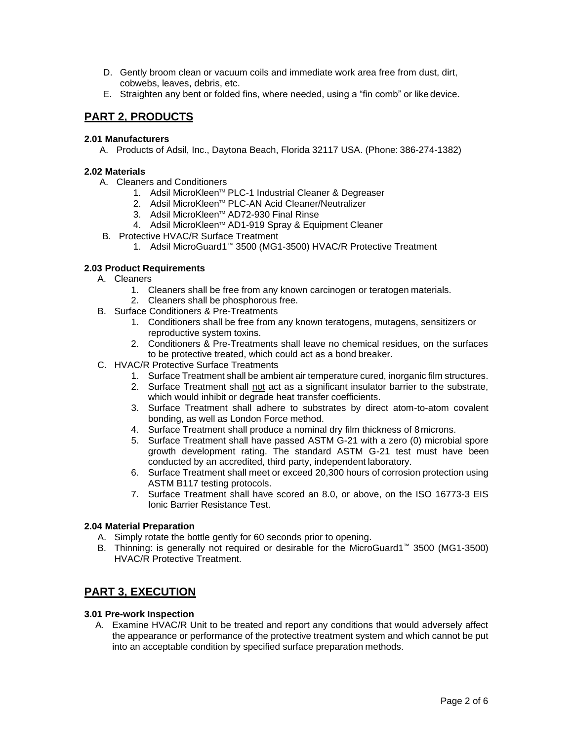D. Gently broom clean or vacuum coils and immediate work area free from dust, dirt, cobwebs, leaves, debris, etc.

E. Straighten any bent or folded fins, where needed, using a "fin comb" or like device.

## PART 2, PRODUCTS

### 2.01 Manufacturers

A. Products of Adsil, Inc., Daytona Beach, Florida 32117 USA. (Phone: 386-274-1382)

### 2.02 Materials

A. Cleaners and Conditioners
   1. Adsil MicroKleen™ PLC-1 Industrial Cleaner & Degreaser
   2. Adsil MicroKleen™ PLC-AN Acid Cleaner/Neutralizer
   3. Adsil MicroKleen™ AD72-930 Final Rinse
   4. Adsil MicroKleen™ AD1-919 Spray & Equipment Cleaner

B. Protective HVAC/R Surface Treatment
   1. Adsil MicroGuard1™ 3500 (MG1-3500) HVAC/R Protective Treatment

### 2.03 Product Requirements

A. Cleaners
   1. Cleaners shall be free from any known carcinogen or teratogen materials.
   2. Cleaners shall be phosphorous free.

B. Surface Conditioners & Pre-Treatments
   1. Conditioners shall be free from any known teratogens, mutagens, sensitizers or reproductive system toxins.
   2. Conditioners & Pre-Treatments shall leave no chemical residues, on the surfaces to be protective treated, which could act as a bond breaker.

C. HVAC/R Protective Surface Treatments
   1. Surface Treatment shall be ambient air temperature cured, inorganic film structures.
   2. Surface Treatment shall <u>not</u> act as a significant insulator barrier to the substrate, which would inhibit or degrade heat transfer coefficients.
   3. Surface Treatment shall adhere to substrates by direct atom-to-atom covalent bonding, as well as London Force method.
   4. Surface Treatment shall produce a nominal dry film thickness of 8 microns.
   5. Surface Treatment shall have passed ASTM G-21 with a zero (0) microbial spore growth development rating. The standard ASTM G-21 test must have been conducted by an accredited, third party, independent laboratory.
   6. Surface Treatment shall meet or exceed 20,300 hours of corrosion protection using ASTM B117 testing protocols.
   7. Surface Treatment shall have scored an 8.0, or above, on the ISO 16773-3 EIS Ionic Barrier Resistance Test.

### 2.04 Material Preparation

A. Simply rotate the bottle gently for 60 seconds prior to opening.

B. Thinning: is generally not required or desirable for the MicroGuard1™ 3500 (MG1-3500) HVAC/R Protective Treatment.

## PART 3, EXECUTION

### 3.01 Pre-work Inspection

A. Examine HVAC/R Unit to be treated and report any conditions that would adversely affect the appearance or performance of the protective treatment system and which cannot be put into an acceptable condition by specified surface preparation methods.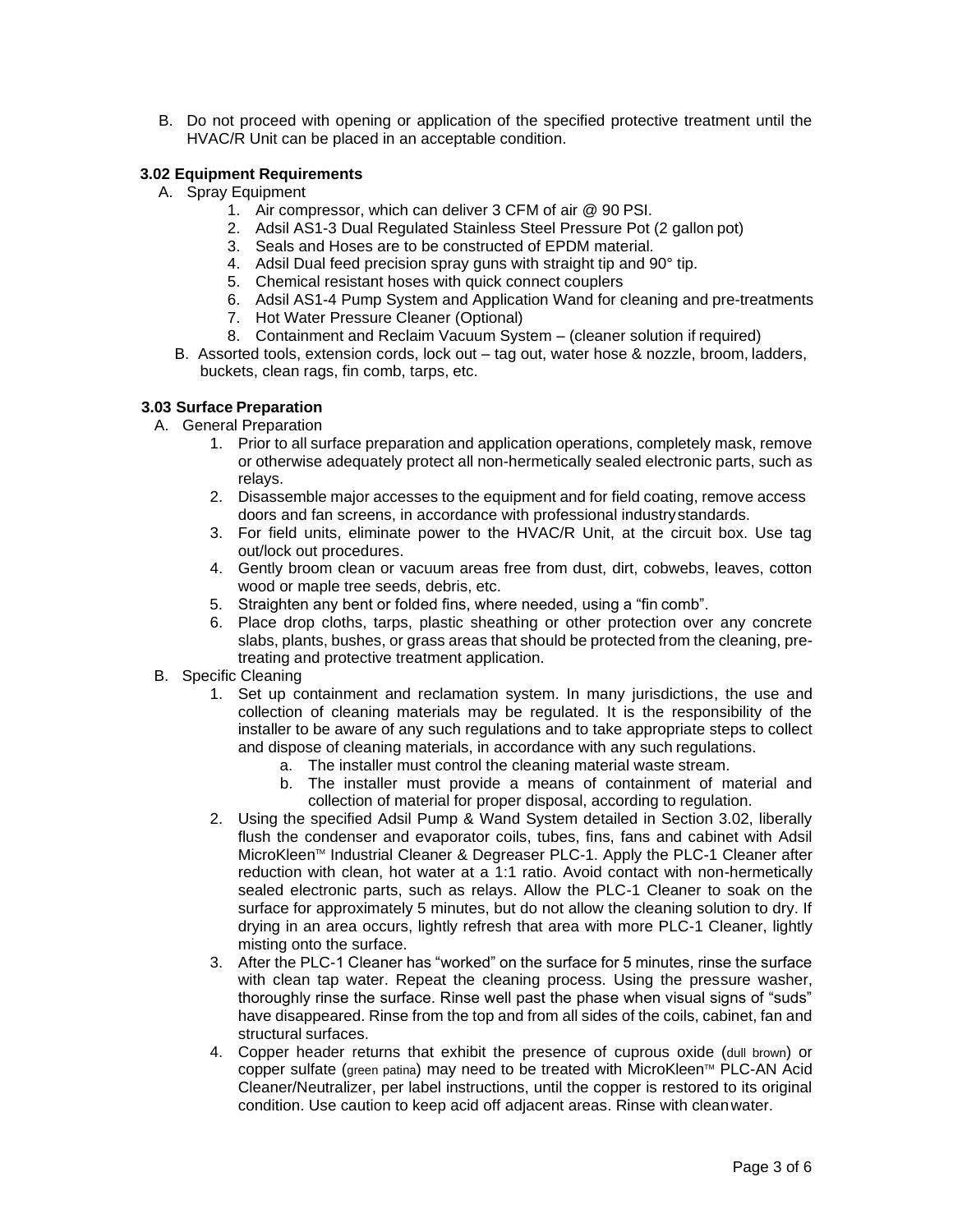B. Do not proceed with opening or application of the specified protective treatment until the HVAC/R Unit can be placed in an acceptable condition.

### 3.02 Equipment Requirements

A. Spray Equipment

1. Air compressor, which can deliver 3 CFM of air @ 90 PSI.
2. Adsil AS1-3 Dual Regulated Stainless Steel Pressure Pot (2 gallon pot)
3. Seals and Hoses are to be constructed of EPDM material.
4. Adsil Dual feed precision spray guns with straight tip and 90° tip.
5. Chemical resistant hoses with quick connect couplers
6. Adsil AS1-4 Pump System and Application Wand for cleaning and pre-treatments
7. Hot Water Pressure Cleaner (Optional)
8. Containment and Reclaim Vacuum System – (cleaner solution if required)

B. Assorted tools, extension cords, lock out – tag out, water hose & nozzle, broom, ladders, buckets, clean rags, fin comb, tarps, etc.

### 3.03 Surface Preparation

A. General Preparation

1. Prior to all surface preparation and application operations, completely mask, remove or otherwise adequately protect all non-hermetically sealed electronic parts, such as relays.
2. Disassemble major accesses to the equipment and for field coating, remove access doors and fan screens, in accordance with professional industry standards.
3. For field units, eliminate power to the HVAC/R Unit, at the circuit box. Use tag out/lock out procedures.
4. Gently broom clean or vacuum areas free from dust, dirt, cobwebs, leaves, cotton wood or maple tree seeds, debris, etc.
5. Straighten any bent or folded fins, where needed, using a "fin comb".
6. Place drop cloths, tarps, plastic sheathing or other protection over any concrete slabs, plants, bushes, or grass areas that should be protected from the cleaning, pre-treating and protective treatment application.

B. Specific Cleaning

1. Set up containment and reclamation system. In many jurisdictions, the use and collection of cleaning materials may be regulated. It is the responsibility of the installer to be aware of any such regulations and to take appropriate steps to collect and dispose of cleaning materials, in accordance with any such regulations.
   a. The installer must control the cleaning material waste stream.
   b. The installer must provide a means of containment of material and collection of material for proper disposal, according to regulation.
2. Using the specified Adsil Pump & Wand System detailed in Section 3.02, liberally flush the condenser and evaporator coils, tubes, fins, fans and cabinet with Adsil MicroKleen™ Industrial Cleaner & Degreaser PLC-1. Apply the PLC-1 Cleaner after reduction with clean, hot water at a 1:1 ratio. Avoid contact with non-hermetically sealed electronic parts, such as relays. Allow the PLC-1 Cleaner to soak on the surface for approximately 5 minutes, but do not allow the cleaning solution to dry. If drying in an area occurs, lightly refresh that area with more PLC-1 Cleaner, lightly misting onto the surface.
3. After the PLC-1 Cleaner has "worked" on the surface for 5 minutes, rinse the surface with clean tap water. Repeat the cleaning process. Using the pressure washer, thoroughly rinse the surface. Rinse well past the phase when visual signs of "suds" have disappeared. Rinse from the top and from all sides of the coils, cabinet, fan and structural surfaces.
4. Copper header returns that exhibit the presence of cuprous oxide (dull brown) or copper sulfate (green patina) may need to be treated with MicroKleen™ PLC-AN Acid Cleaner/Neutralizer, per label instructions, until the copper is restored to its original condition. Use caution to keep acid off adjacent areas. Rinse with clean water.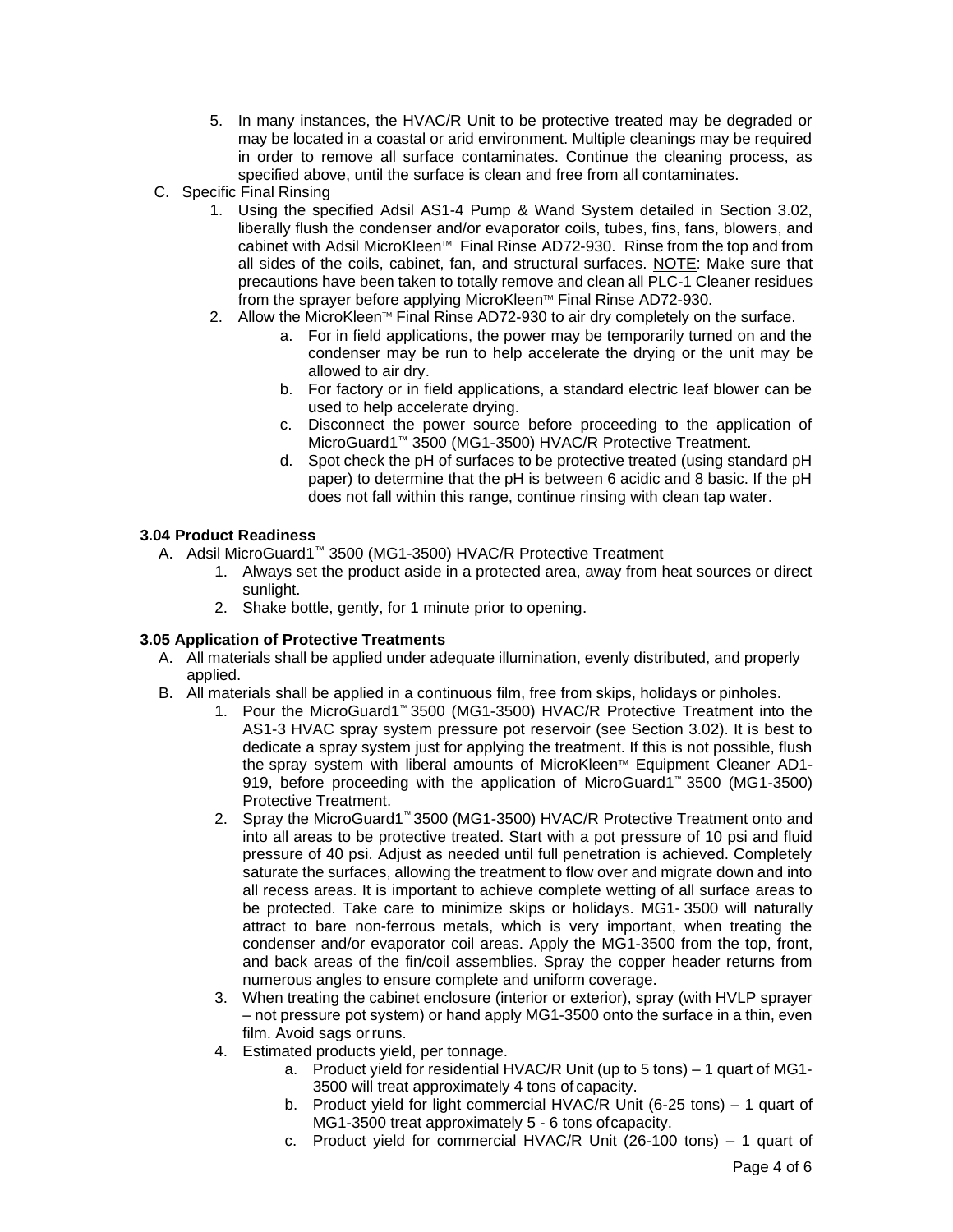5. In many instances, the HVAC/R Unit to be protective treated may be degraded or may be located in a coastal or arid environment. Multiple cleanings may be required in order to remove all surface contaminates. Continue the cleaning process, as specified above, until the surface is clean and free from all contaminates.

C. Specific Final Rinsing
   1. Using the specified Adsil AS1-4 Pump & Wand System detailed in Section 3.02, liberally flush the condenser and/or evaporator coils, tubes, fins, fans, blowers, and cabinet with Adsil MicroKleen™ Final Rinse AD72-930. Rinse from the top and from all sides of the coils, cabinet, fan, and structural surfaces. <u>NOTE</u>: Make sure that precautions have been taken to totally remove and clean all PLC-1 Cleaner residues from the sprayer before applying MicroKleen™ Final Rinse AD72-930.
   2. Allow the MicroKleen™ Final Rinse AD72-930 to air dry completely on the surface.
      a. For in field applications, the power may be temporarily turned on and the condenser may be run to help accelerate the drying or the unit may be allowed to air dry.
      b. For factory or in field applications, a standard electric leaf blower can be used to help accelerate drying.
      c. Disconnect the power source before proceeding to the application of MicroGuard1™ 3500 (MG1-3500) HVAC/R Protective Treatment.
      d. Spot check the pH of surfaces to be protective treated (using standard pH paper) to determine that the pH is between 6 acidic and 8 basic. If the pH does not fall within this range, continue rinsing with clean tap water.

### 3.04 Product Readiness

A. Adsil MicroGuard1™ 3500 (MG1-3500) HVAC/R Protective Treatment
   1. Always set the product aside in a protected area, away from heat sources or direct sunlight.
   2. Shake bottle, gently, for 1 minute prior to opening.

### 3.05 Application of Protective Treatments

A. All materials shall be applied under adequate illumination, evenly distributed, and properly applied.

B. All materials shall be applied in a continuous film, free from skips, holidays or pinholes.
   1. Pour the MicroGuard1™ 3500 (MG1-3500) HVAC/R Protective Treatment into the AS1-3 HVAC spray system pressure pot reservoir (see Section 3.02). It is best to dedicate a spray system just for applying the treatment. If this is not possible, flush the spray system with liberal amounts of MicroKleen™ Equipment Cleaner AD1-919, before proceeding with the application of MicroGuard1™ 3500 (MG1-3500) Protective Treatment.
   2. Spray the MicroGuard1™ 3500 (MG1-3500) HVAC/R Protective Treatment onto and into all areas to be protective treated. Start with a pot pressure of 10 psi and fluid pressure of 40 psi. Adjust as needed until full penetration is achieved. Completely saturate the surfaces, allowing the treatment to flow over and migrate down and into all recess areas. It is important to achieve complete wetting of all surface areas to be protected. Take care to minimize skips or holidays. MG1-3500 will naturally attract to bare non-ferrous metals, which is very important, when treating the condenser and/or evaporator coil areas. Apply the MG1-3500 from the top, front, and back areas of the fin/coil assemblies. Spray the copper header returns from numerous angles to ensure complete and uniform coverage.
   3. When treating the cabinet enclosure (interior or exterior), spray (with HVLP sprayer – not pressure pot system) or hand apply MG1-3500 onto the surface in a thin, even film. Avoid sags or runs.
   4. Estimated products yield, per tonnage.
      a. Product yield for residential HVAC/R Unit (up to 5 tons) – 1 quart of MG1-3500 will treat approximately 4 tons of capacity.
      b. Product yield for light commercial HVAC/R Unit (6-25 tons) – 1 quart of MG1-3500 treat approximately 5 - 6 tons of capacity.
      c. Product yield for commercial HVAC/R Unit (26-100 tons) – 1 quart of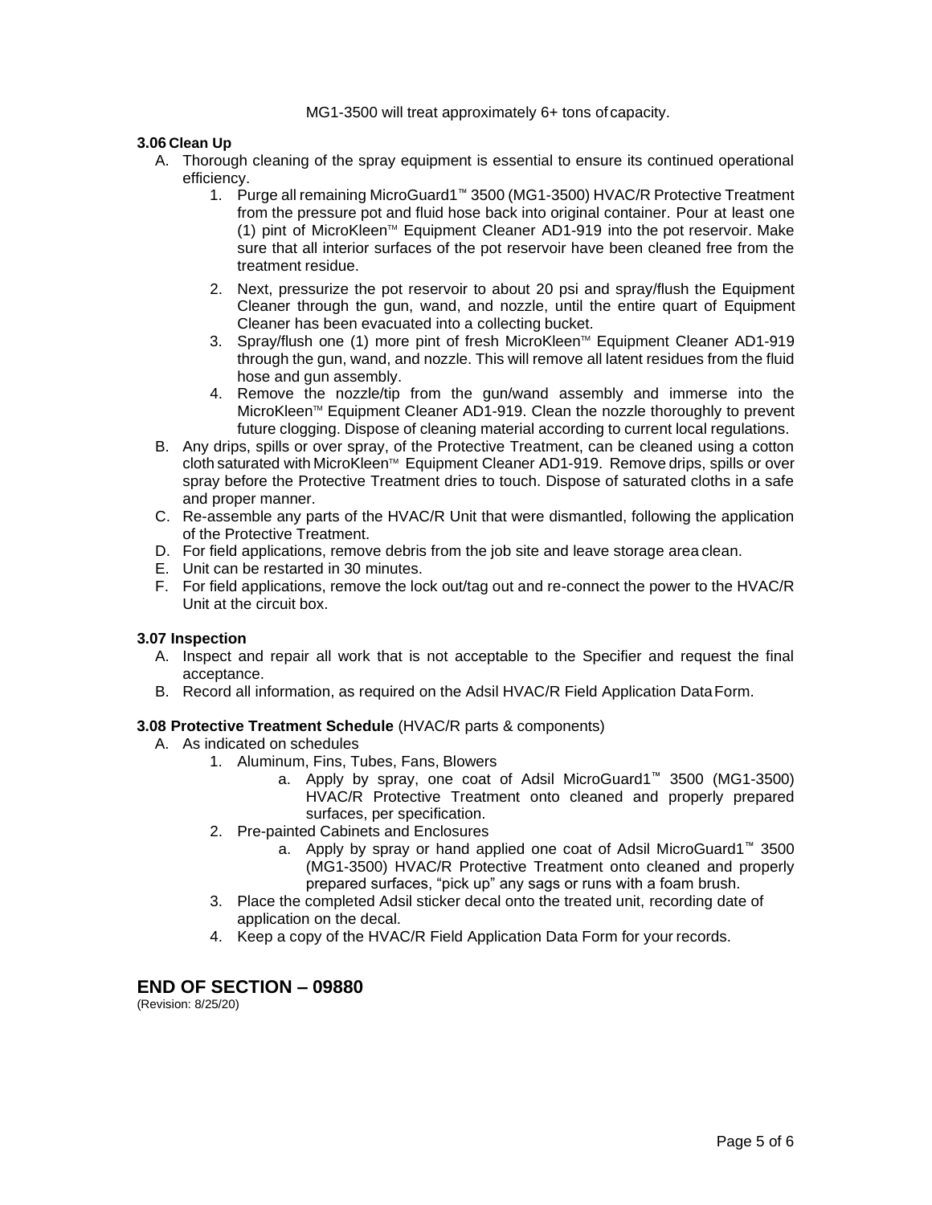MG1-3500 will treat approximately 6+ tons of capacity.

**3.06 Clean Up**

A. Thorough cleaning of the spray equipment is essential to ensure its continued operational efficiency.
   1. Purge all remaining MicroGuard1™ 3500 (MG1-3500) HVAC/R Protective Treatment from the pressure pot and fluid hose back into original container. Pour at least one (1) pint of MicroKleen™ Equipment Cleaner AD1-919 into the pot reservoir. Make sure that all interior surfaces of the pot reservoir have been cleaned free from the treatment residue.
   2. Next, pressurize the pot reservoir to about 20 psi and spray/flush the Equipment Cleaner through the gun, wand, and nozzle, until the entire quart of Equipment Cleaner has been evacuated into a collecting bucket.
   3. Spray/flush one (1) more pint of fresh MicroKleen™ Equipment Cleaner AD1-919 through the gun, wand, and nozzle. This will remove all latent residues from the fluid hose and gun assembly.
   4. Remove the nozzle/tip from the gun/wand assembly and immerse into the MicroKleen™ Equipment Cleaner AD1-919. Clean the nozzle thoroughly to prevent future clogging. Dispose of cleaning material according to current local regulations.

B. Any drips, spills or over spray, of the Protective Treatment, can be cleaned using a cotton cloth saturated with MicroKleen™ Equipment Cleaner AD1-919. Remove drips, spills or over spray before the Protective Treatment dries to touch. Dispose of saturated cloths in a safe and proper manner.

C. Re-assemble any parts of the HVAC/R Unit that were dismantled, following the application of the Protective Treatment.

D. For field applications, remove debris from the job site and leave storage area clean.

E. Unit can be restarted in 30 minutes.

F. For field applications, remove the lock out/tag out and re-connect the power to the HVAC/R Unit at the circuit box.

**3.07 Inspection**

A. Inspect and repair all work that is not acceptable to the Specifier and request the final acceptance.

B. Record all information, as required on the Adsil HVAC/R Field Application Data Form.

**3.08 Protective Treatment Schedule** (HVAC/R parts & components)

A. As indicated on schedules
   1. Aluminum, Fins, Tubes, Fans, Blowers
      a. Apply by spray, one coat of Adsil MicroGuard1™ 3500 (MG1-3500) HVAC/R Protective Treatment onto cleaned and properly prepared surfaces, per specification.
   2. Pre-painted Cabinets and Enclosures
      a. Apply by spray or hand applied one coat of Adsil MicroGuard1™ 3500 (MG1-3500) HVAC/R Protective Treatment onto cleaned and properly prepared surfaces, "pick up" any sags or runs with a foam brush.
   3. Place the completed Adsil sticker decal onto the treated unit, recording date of application on the decal.
   4. Keep a copy of the HVAC/R Field Application Data Form for your records.

## END OF SECTION – 09880

(Revision: 8/25/20)